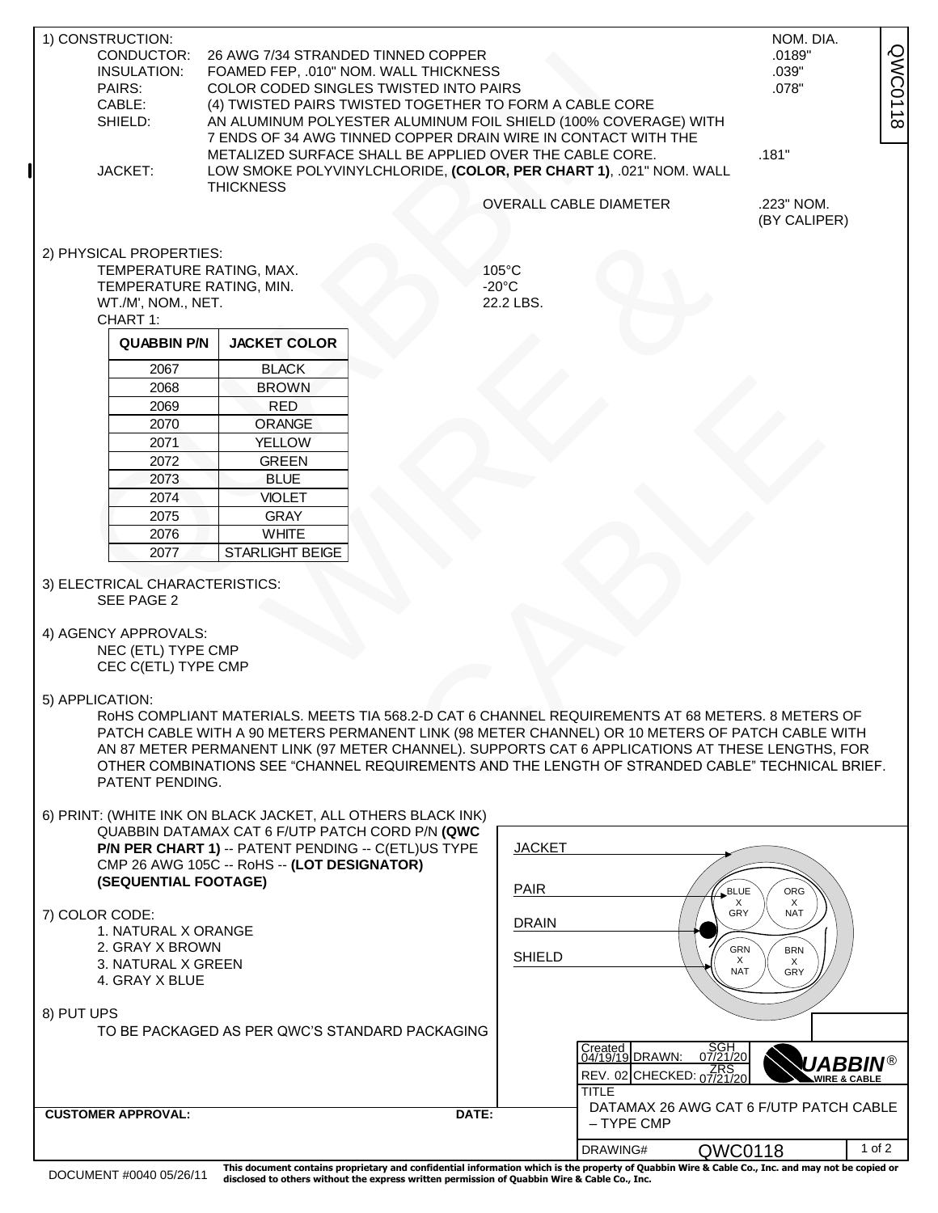QWC0118

1) CONSTRUCTION:

| | | NOM. DIA. |
|---|---|---|
| CONDUCTOR: | 26 AWG 7/34 STRANDED TINNED COPPER | .0189" |
| INSULATION: | FOAMED FEP, .010" NOM. WALL THICKNESS | .039" |
| PAIRS: | COLOR CODED SINGLES TWISTED INTO PAIRS | .078" |
| CABLE: | (4) TWISTED PAIRS TWISTED TOGETHER TO FORM A CABLE CORE | |
| SHIELD: | AN ALUMINUM POLYESTER ALUMINUM FOIL SHIELD (100% COVERAGE) WITH 7 ENDS OF 34 AWG TINNED COPPER DRAIN WIRE IN CONTACT WITH THE METALIZED SURFACE SHALL BE APPLIED OVER THE CABLE CORE. | .181" |
| JACKET: | LOW SMOKE POLYVINYLCHLORIDE, **(COLOR, PER CHART 1)**, .021" NOM. WALL THICKNESS | |
| | OVERALL CABLE DIAMETER | .223" NOM. (BY CALIPER) |

2) PHYSICAL PROPERTIES:

TEMPERATURE RATING, MAX. 105°C
TEMPERATURE RATING, MIN. -20°C
WT./M', NOM., NET. 22.2 LBS.

CHART 1:

| QUABBIN P/N | JACKET COLOR |
|---|---|
| 2067 | BLACK |
| 2068 | BROWN |
| 2069 | RED |
| 2070 | ORANGE |
| 2071 | YELLOW |
| 2072 | GREEN |
| 2073 | BLUE |
| 2074 | VIOLET |
| 2075 | GRAY |
| 2076 | WHITE |
| 2077 | STARLIGHT BEIGE |

3) ELECTRICAL CHARACTERISTICS:
SEE PAGE 2

4) AGENCY APPROVALS:
NEC (ETL) TYPE CMP
CEC C(ETL) TYPE CMP

5) APPLICATION:
RoHS COMPLIANT MATERIALS. MEETS TIA 568.2-D CAT 6 CHANNEL REQUIREMENTS AT 68 METERS. 8 METERS OF PATCH CABLE WITH A 90 METERS PERMANENT LINK (98 METER CHANNEL) OR 10 METERS OF PATCH CABLE WITH AN 87 METER PERMANENT LINK (97 METER CHANNEL). SUPPORTS CAT 6 APPLICATIONS AT THESE LENGTHS, FOR OTHER COMBINATIONS SEE "CHANNEL REQUIREMENTS AND THE LENGTH OF STRANDED CABLE" TECHNICAL BRIEF. PATENT PENDING.

6) PRINT: (WHITE INK ON BLACK JACKET, ALL OTHERS BLACK INK)
QUABBIN DATAMAX CAT 6 F/UTP PATCH CORD P/N **(QWC P/N PER CHART 1)** -- PATENT PENDING -- C(ETL)US TYPE CMP 26 AWG 105C -- RoHS -- **(LOT DESIGNATOR) (SEQUENTIAL FOOTAGE)**

7) COLOR CODE:
1. NATURAL X ORANGE
2. GRAY X BROWN
3. NATURAL X GREEN
4. GRAY X BLUE

JACKET
PAIR
DRAIN
SHIELD

BLUE X GRY
ORG X NAT
GRN X NAT
BRN X GRY

8) PUT UPS
TO BE PACKAGED AS PER QWC'S STANDARD PACKAGING

**CUSTOMER APPROVAL:** **DATE:**

| Created 04/19/19 | DRAWN: SGH 07/21/20 |
|---|---|
| REV. 02 | CHECKED: ZRS 07/21/20 |

QUABBIN® WIRE & CABLE

TITLE
DATAMAX 26 AWG CAT 6 F/UTP PATCH CABLE – TYPE CMP

DRAWING# QWC0118

DOCUMENT #0040 05/26/11

**This document contains proprietary and confidential information which is the property of Quabbin Wire & Cable Co., Inc. and may not be copied or disclosed to others without the express written permission of Quabbin Wire & Cable Co., Inc.**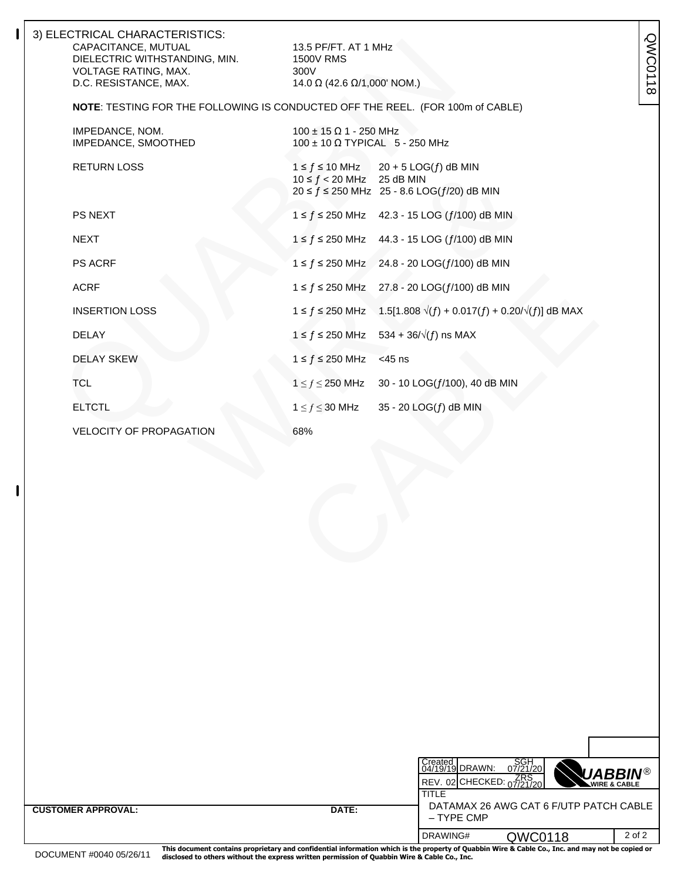3) ELECTRICAL CHARACTERISTICS:

| | |
|---|---|
| CAPACITANCE, MUTUAL | 13.5 PF/FT. AT 1 MHz |
| DIELECTRIC WITHSTANDING, MIN. | 1500V RMS |
| VOLTAGE RATING, MAX. | 300V |
| D.C. RESISTANCE, MAX. | 14.0 Ω (42.6 Ω/1,000' NOM.) |

**NOTE**: TESTING FOR THE FOLLOWING IS CONDUCTED OFF THE REEL. (FOR 100m of CABLE)

| | | |
|---|---|---|
| IMPEDANCE, NOM. | 100 ± 15 Ω 1 - 250 MHz | |
| IMPEDANCE, SMOOTHED | 100 ± 10 Ω TYPICAL 5 - 250 MHz | |
| RETURN LOSS | $1 \le f \le 10$ MHz | 20 + 5 LOG($f$) dB MIN |
| | $10 \le f < 20$ MHz | 25 dB MIN |
| | $20 \le f \le 250$ MHz | 25 - 8.6 LOG($f$/20) dB MIN |
| PS NEXT | $1 \le f \le 250$ MHz | 42.3 - 15 LOG ($f$/100) dB MIN |
| NEXT | $1 \le f \le 250$ MHz | 44.3 - 15 LOG ($f$/100) dB MIN |
| PS ACRF | $1 \le f \le 250$ MHz | 24.8 - 20 LOG($f$/100) dB MIN |
| ACRF | $1 \le f \le 250$ MHz | 27.8 - 20 LOG($f$/100) dB MIN |
| INSERTION LOSS | $1 \le f \le 250$ MHz | $1.5[1.808\sqrt{f} + 0.017(f) + 0.20/\sqrt{f}]$ dB MAX |
| DELAY | $1 \le f \le 250$ MHz | $534 + 36/\sqrt{f}$ ns MAX |
| DELAY SKEW | $1 \le f \le 250$ MHz | <45 ns |
| TCL | $1 \le f \le 250$ MHz | 30 - 10 LOG($f$/100), 40 dB MIN |
| ELTCTL | $1 \le f \le 30$ MHz | 35 - 20 LOG($f$) dB MIN |
| VELOCITY OF PROPAGATION | 68% | |

| | | | |
|---|---|---|---|
| Created 04/19/19 | DRAWN: SGH 07/21/20 | | QUABBIN® WIRE & CABLE |
| REV. 02 | CHECKED: ZRS 07/21/20 | | |
| TITLE | DATAMAX 26 AWG CAT 6 F/UTP PATCH CABLE – TYPE CMP | | |
| DRAWING# | QWC0118 | | |

**CUSTOMER APPROVAL:** **DATE:**

DOCUMENT #0040 05/26/11

**This document contains proprietary and confidential information which is the property of Quabbin Wire & Cable Co., Inc. and may not be copied or disclosed to others without the express written permission of Quabbin Wire & Cable Co., Inc.**